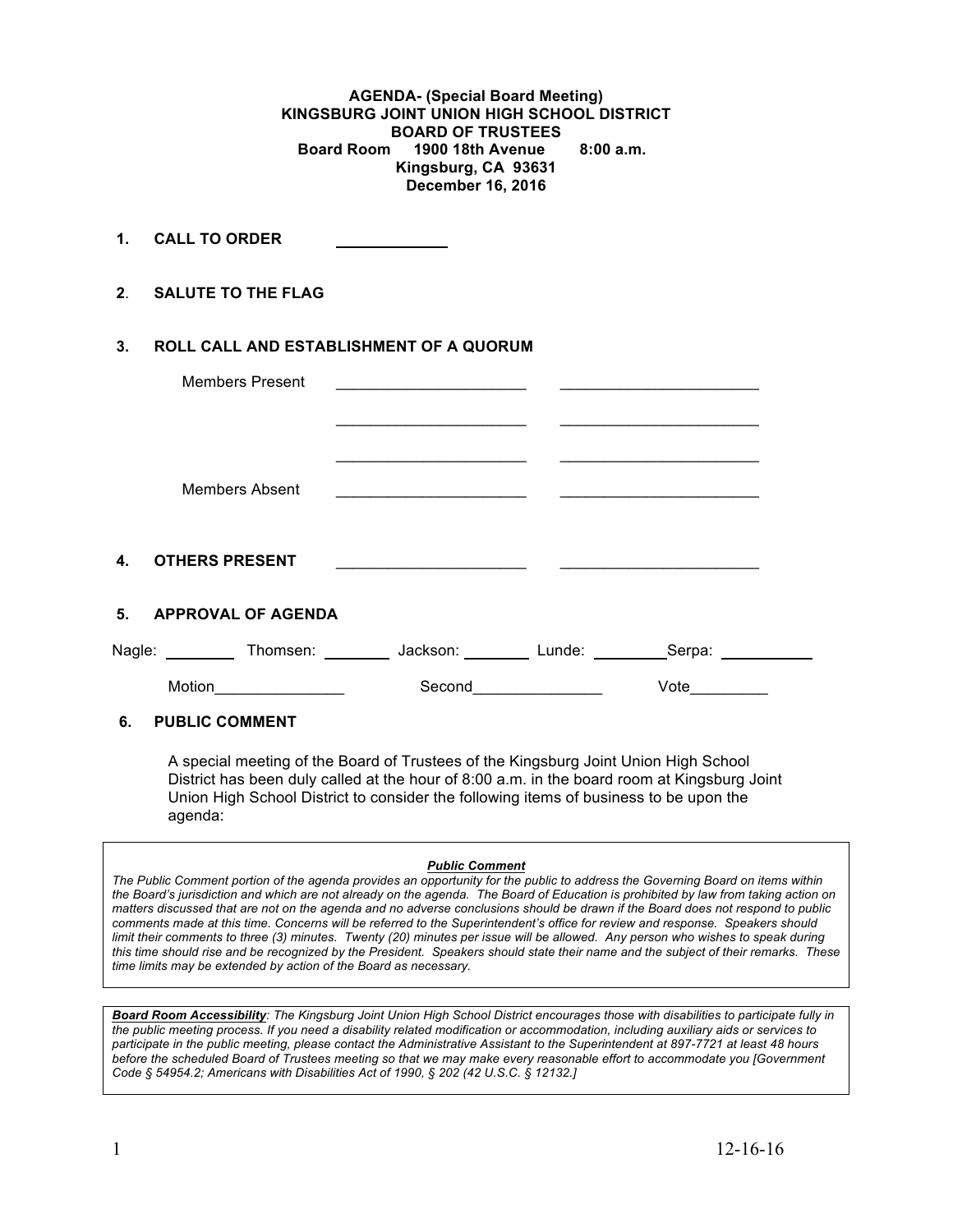**AGENDA- (Special Board Meeting)**
**KINGSBURG JOINT UNION HIGH SCHOOL DISTRICT**
**BOARD OF TRUSTEES**
**Board Room 1900 18th Avenue 8:00 a.m.**
**Kingsburg, CA 93631**
**December 16, 2016**

**1. CALL TO ORDER** ____________

**2. SALUTE TO THE FLAG**

**3. ROLL CALL AND ESTABLISHMENT OF A QUORUM**

Members Present ______________________ ______________________

______________________ ______________________

______________________ ______________________

Members Absent ______________________ ______________________

**4. OTHERS PRESENT** ______________________ ______________________

**5. APPROVAL OF AGENDA**

Nagle: ________ Thomsen: ________ Jackson: ________ Lunde: ________ Serpa: ________

Motion_______________ Second_______________ Vote_________

**6. PUBLIC COMMENT**

A special meeting of the Board of Trustees of the Kingsburg Joint Union High School District has been duly called at the hour of 8:00 a.m. in the board room at Kingsburg Joint Union High School District to consider the following items of business to be upon the agenda:

> ***Public Comment***
>
> *The Public Comment portion of the agenda provides an opportunity for the public to address the Governing Board on items within the Board's jurisdiction and which are not already on the agenda. The Board of Education is prohibited by law from taking action on matters discussed that are not on the agenda and no adverse conclusions should be drawn if the Board does not respond to public comments made at this time. Concerns will be referred to the Superintendent's office for review and response. Speakers should limit their comments to three (3) minutes. Twenty (20) minutes per issue will be allowed. Any person who wishes to speak during this time should rise and be recognized by the President. Speakers should state their name and the subject of their remarks. These time limits may be extended by action of the Board as necessary.*

> ***Board Room Accessibility****: The Kingsburg Joint Union High School District encourages those with disabilities to participate fully in the public meeting process. If you need a disability related modification or accommodation, including auxiliary aids or services to participate in the public meeting, please contact the Administrative Assistant to the Superintendent at 897-7721 at least 48 hours before the scheduled Board of Trustees meeting so that we may make every reasonable effort to accommodate you [Government Code § 54954.2; Americans with Disabilities Act of 1990, § 202 (42 U.S.C. § 12132.]*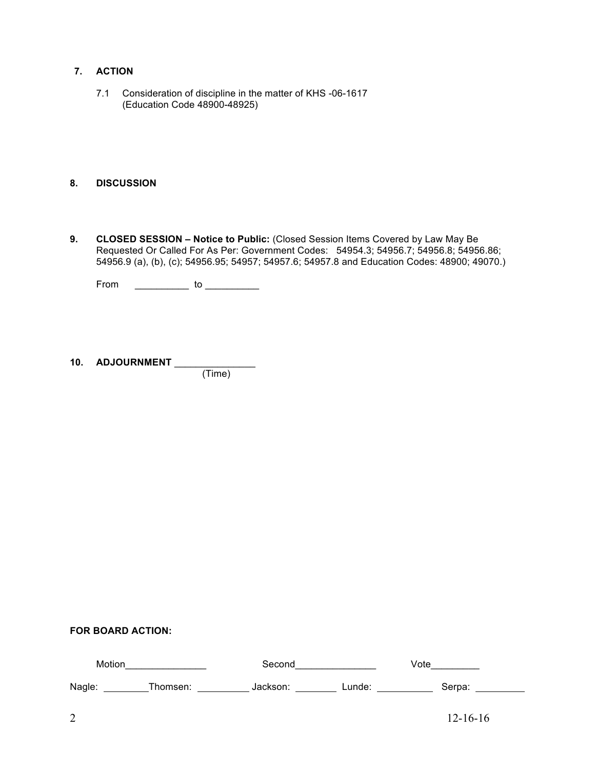**7. ACTION**

7.1 Consideration of discipline in the matter of KHS -06-1617 (Education Code 48900-48925)

**8. DISCUSSION**

**9. CLOSED SESSION – Notice to Public:** (Closed Session Items Covered by Law May Be Requested Or Called For As Per: Government Codes: 54954.3; 54956.7; 54956.8; 54956.86; 54956.9 (a), (b), (c); 54956.95; 54957; 54957.6; 54957.8 and Education Codes: 48900; 49070.)

From __________ to __________

**10. ADJOURNMENT** _______________
(Time)

**FOR BOARD ACTION:**

Motion_______________ Second_______________ Vote_________

Nagle: ________ Thomsen: __________ Jackson: ________ Lunde: ___________ Serpa: _________

12-16-16